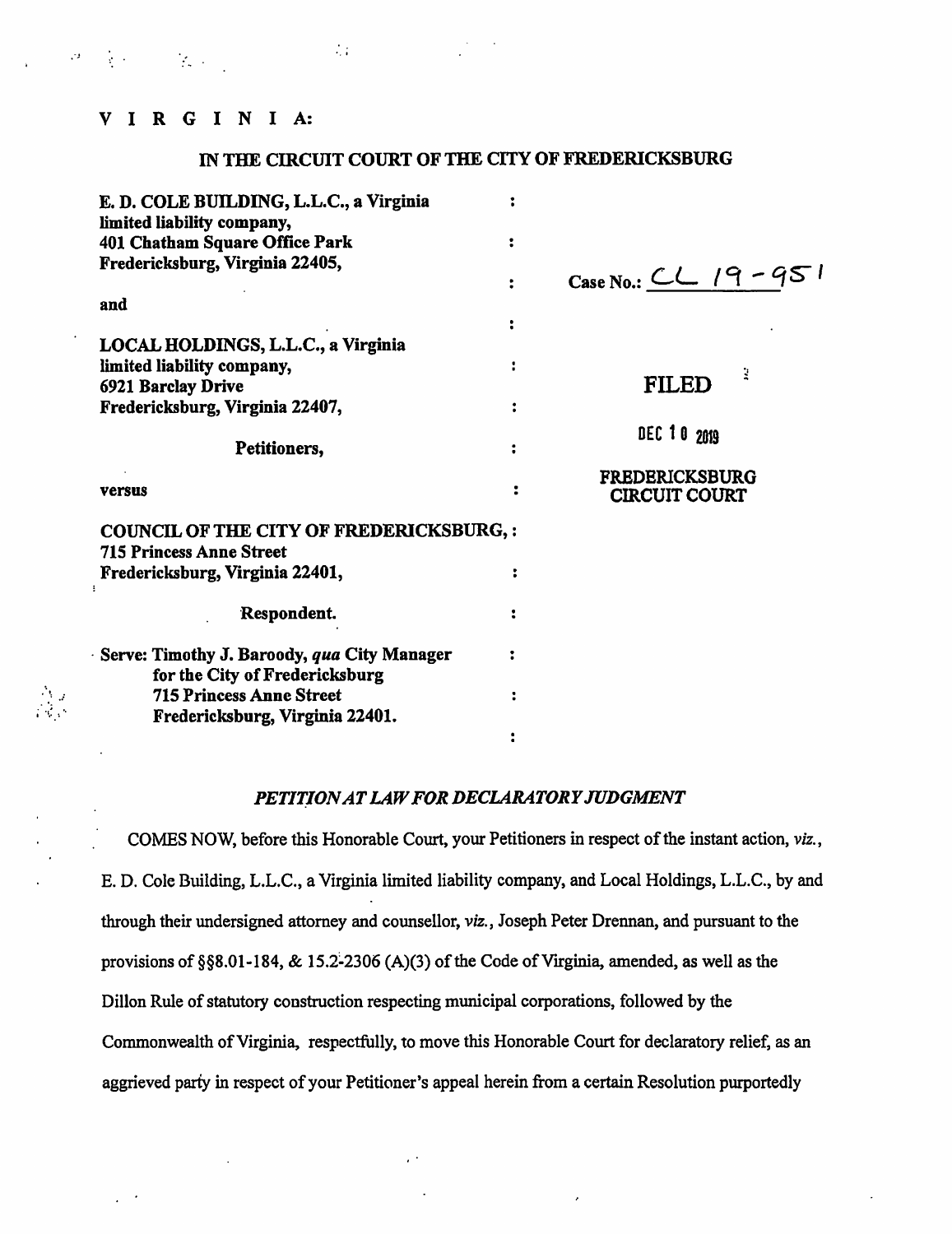V I R G I N I A:

**IN THE CIRCUIT COURT OF THE CITY OF FREDERICKSBURG**

| | | |
|---|---|---|
| **E. D. COLE BUILDING, L.L.C., a Virginia limited liability company,** **401 Chatham Square Office Park** **Fredericksburg, Virginia 22405,** | : | Case No.: CL 19-951 |
| **and** | : | |
| **LOCAL HOLDINGS, L.L.C., a Virginia limited liability company,** **6921 Barclay Drive** **Fredericksburg, Virginia 22407,** | : | **FILED** |
| **Petitioners,** | : | **DEC 10 2019** |
| **versus** | : | **FREDERICKSBURG CIRCUIT COURT** |
| **COUNCIL OF THE CITY OF FREDERICKSBURG,** **715 Princess Anne Street** **Fredericksburg, Virginia 22401,** | : | |
| **Respondent.** | : | |
| **Serve: Timothy J. Baroody, *qua* City Manager for the City of Fredericksburg** **715 Princess Anne Street** **Fredericksburg, Virginia 22401.** | : | |

***PETITION AT LAW FOR DECLARATORY JUDGMENT***

COMES NOW, before this Honorable Court, your Petitioners in respect of the instant action, *viz.*, E. D. Cole Building, L.L.C., a Virginia limited liability company, and Local Holdings, L.L.C., by and through their undersigned attorney and counsellor, *viz.*, Joseph Peter Drennan, and pursuant to the provisions of §§8.01-184, & 15.2-2306 (A)(3) of the Code of Virginia, amended, as well as the Dillon Rule of statutory construction respecting municipal corporations, followed by the Commonwealth of Virginia, respectfully, to move this Honorable Court for declaratory relief, as an aggrieved party in respect of your Petitioner's appeal herein from a certain Resolution purportedly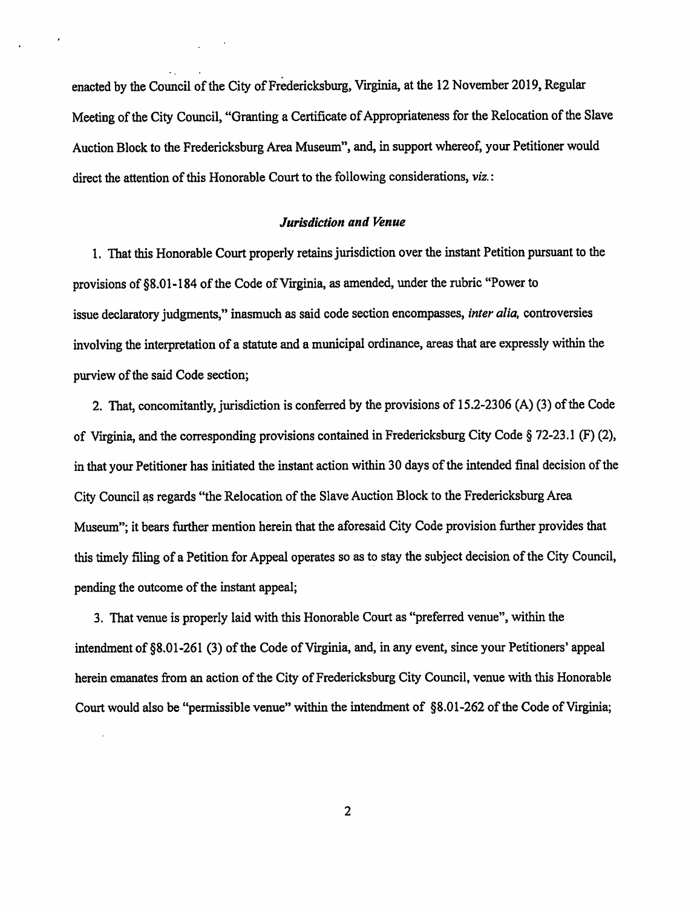enacted by the Council of the City of Fredericksburg, Virginia, at the 12 November 2019, Regular Meeting of the City Council, "Granting a Certificate of Appropriateness for the Relocation of the Slave Auction Block to the Fredericksburg Area Museum", and, in support whereof, your Petitioner would direct the attention of this Honorable Court to the following considerations, *viz.*:

### *Jurisdiction and Venue*

1. That this Honorable Court properly retains jurisdiction over the instant Petition pursuant to the provisions of §8.01-184 of the Code of Virginia, as amended, under the rubric "Power to issue declaratory judgments," inasmuch as said code section encompasses, *inter alia,* controversies involving the interpretation of a statute and a municipal ordinance, areas that are expressly within the purview of the said Code section;

2. That, concomitantly, jurisdiction is conferred by the provisions of 15.2-2306 (A) (3) of the Code of Virginia, and the corresponding provisions contained in Fredericksburg City Code § 72-23.1 (F) (2), in that your Petitioner has initiated the instant action within 30 days of the intended final decision of the City Council as regards "the Relocation of the Slave Auction Block to the Fredericksburg Area Museum"; it bears further mention herein that the aforesaid City Code provision further provides that this timely filing of a Petition for Appeal operates so as to stay the subject decision of the City Council, pending the outcome of the instant appeal;

3. That venue is properly laid with this Honorable Court as "preferred venue", within the intendment of §8.01-261 (3) of the Code of Virginia, and, in any event, since your Petitioners' appeal herein emanates from an action of the City of Fredericksburg City Council, venue with this Honorable Court would also be "permissible venue" within the intendment of §8.01-262 of the Code of Virginia;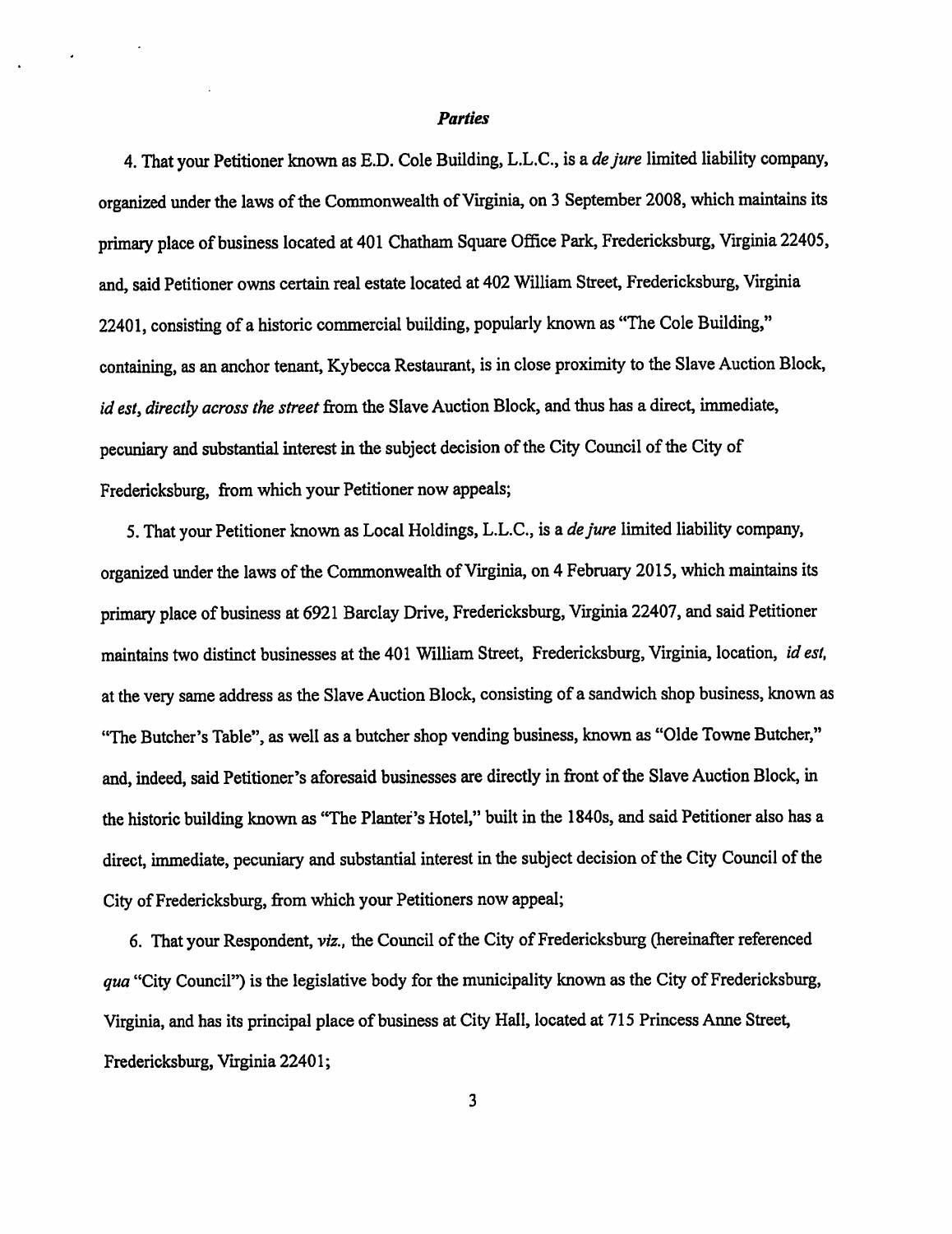## *Parties*

4. That your Petitioner known as E.D. Cole Building, L.L.C., is a *de jure* limited liability company, organized under the laws of the Commonwealth of Virginia, on 3 September 2008, which maintains its primary place of business located at 401 Chatham Square Office Park, Fredericksburg, Virginia 22405, and, said Petitioner owns certain real estate located at 402 William Street, Fredericksburg, Virginia 22401, consisting of a historic commercial building, popularly known as "The Cole Building," containing, as an anchor tenant, Kybecca Restaurant, is in close proximity to the Slave Auction Block, *id est, directly across the street* from the Slave Auction Block, and thus has a direct, immediate, pecuniary and substantial interest in the subject decision of the City Council of the City of Fredericksburg, from which your Petitioner now appeals;

5. That your Petitioner known as Local Holdings, L.L.C., is a *de jure* limited liability company, organized under the laws of the Commonwealth of Virginia, on 4 February 2015, which maintains its primary place of business at 6921 Barclay Drive, Fredericksburg, Virginia 22407, and said Petitioner maintains two distinct businesses at the 401 William Street, Fredericksburg, Virginia, location, *id est,* at the very same address as the Slave Auction Block, consisting of a sandwich shop business, known as "The Butcher's Table", as well as a butcher shop vending business, known as "Olde Towne Butcher," and, indeed, said Petitioner's aforesaid businesses are directly in front of the Slave Auction Block, in the historic building known as "The Planter's Hotel," built in the 1840s, and said Petitioner also has a direct, immediate, pecuniary and substantial interest in the subject decision of the City Council of the City of Fredericksburg, from which your Petitioners now appeal;

6. That your Respondent, *viz.,* the Council of the City of Fredericksburg (hereinafter referenced *qua* "City Council") is the legislative body for the municipality known as the City of Fredericksburg, Virginia, and has its principal place of business at City Hall, located at 715 Princess Anne Street, Fredericksburg, Virginia 22401;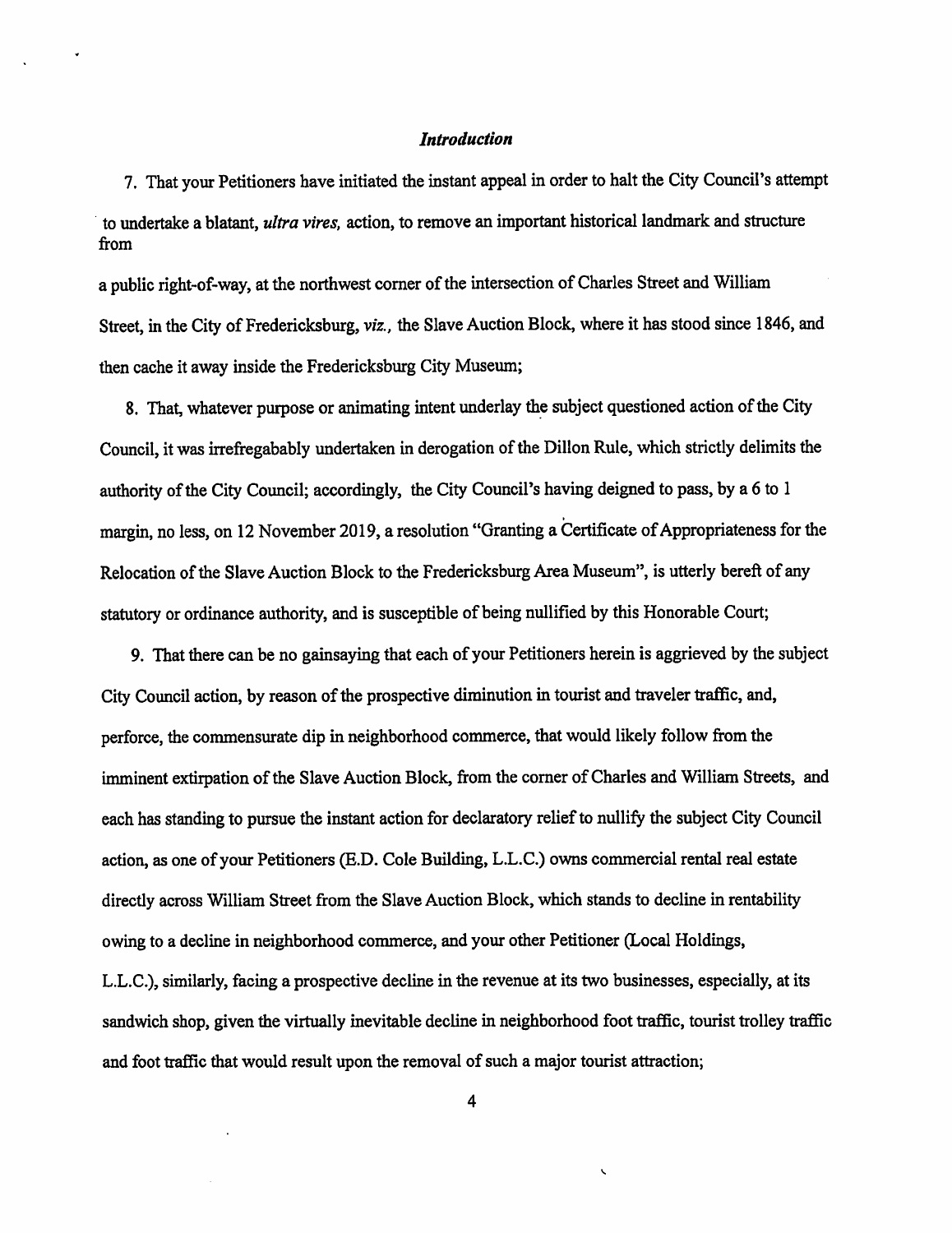### *Introduction*

7. That your Petitioners have initiated the instant appeal in order to halt the City Council's attempt to undertake a blatant, *ultra vires,* action, to remove an important historical landmark and structure from a public right-of-way, at the northwest corner of the intersection of Charles Street and William Street, in the City of Fredericksburg, *viz.,* the Slave Auction Block, where it has stood since 1846, and then cache it away inside the Fredericksburg City Museum;

8. That, whatever purpose or animating intent underlay the subject questioned action of the City Council, it was irrefregabably undertaken in derogation of the Dillon Rule, which strictly delimits the authority of the City Council; accordingly, the City Council's having deigned to pass, by a 6 to 1 margin, no less, on 12 November 2019, a resolution "Granting a Certificate of Appropriateness for the Relocation of the Slave Auction Block to the Fredericksburg Area Museum", is utterly bereft of any statutory or ordinance authority, and is susceptible of being nullified by this Honorable Court;

9. That there can be no gainsaying that each of your Petitioners herein is aggrieved by the subject City Council action, by reason of the prospective diminution in tourist and traveler traffic, and, perforce, the commensurate dip in neighborhood commerce, that would likely follow from the imminent extirpation of the Slave Auction Block, from the corner of Charles and William Streets, and each has standing to pursue the instant action for declaratory relief to nullify the subject City Council action, as one of your Petitioners (E.D. Cole Building, L.L.C.) owns commercial rental real estate directly across William Street from the Slave Auction Block, which stands to decline in rentability owing to a decline in neighborhood commerce, and your other Petitioner (Local Holdings, L.L.C.), similarly, facing a prospective decline in the revenue at its two businesses, especially, at its sandwich shop, given the virtually inevitable decline in neighborhood foot traffic, tourist trolley traffic and foot traffic that would result upon the removal of such a major tourist attraction;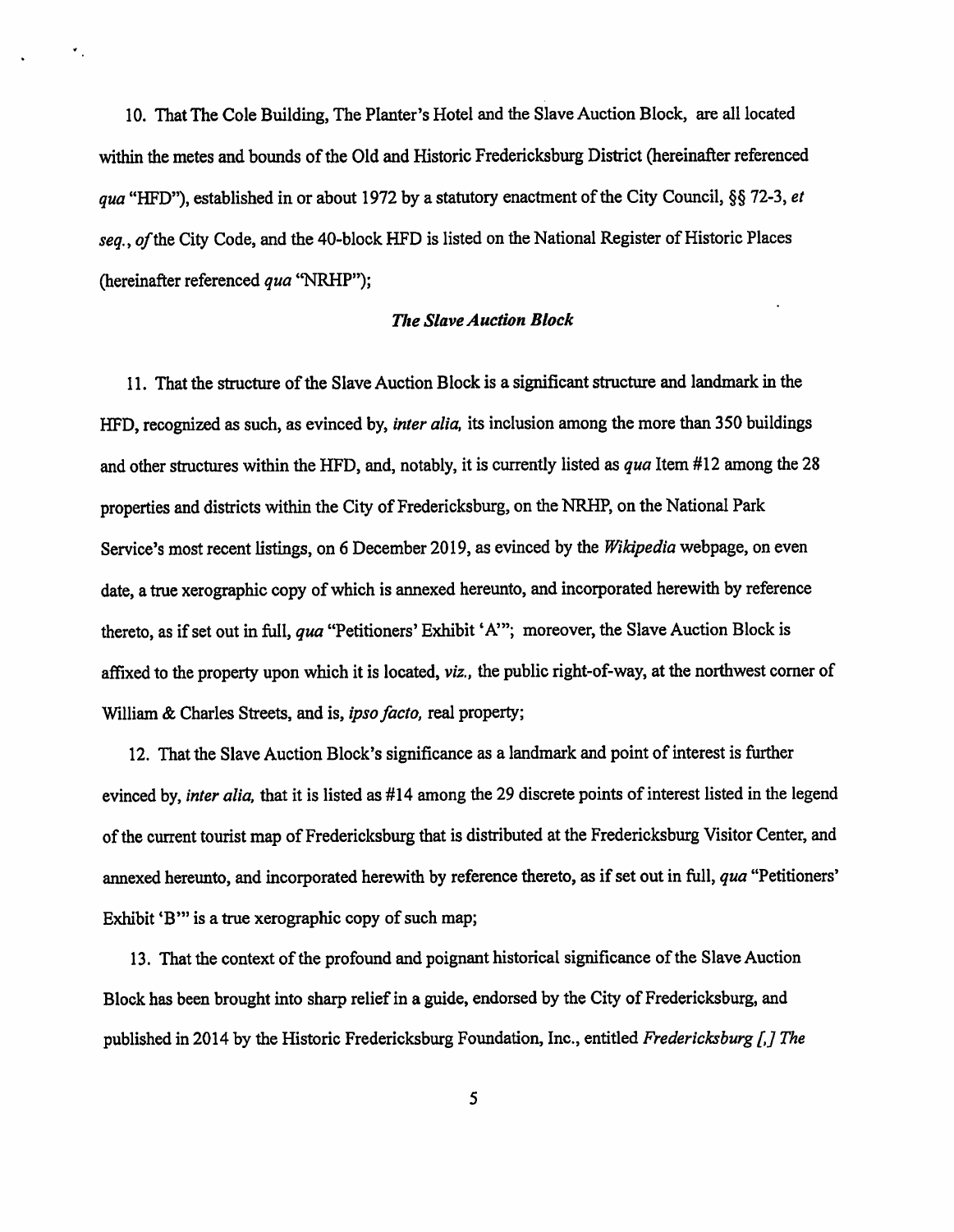10. That The Cole Building, The Planter's Hotel and the Slave Auction Block, are all located within the metes and bounds of the Old and Historic Fredericksburg District (hereinafter referenced *qua* "HFD"), established in or about 1972 by a statutory enactment of the City Council, §§ 72-3, *et seq.*, *of* the City Code, and the 40-block HFD is listed on the National Register of Historic Places (hereinafter referenced *qua* "NRHP");

### *The Slave Auction Block*

11. That the structure of the Slave Auction Block is a significant structure and landmark in the HFD, recognized as such, as evinced by, *inter alia,* its inclusion among the more than 350 buildings and other structures within the HFD, and, notably, it is currently listed as *qua* Item #12 among the 28 properties and districts within the City of Fredericksburg, on the NRHP, on the National Park Service's most recent listings, on 6 December 2019, as evinced by the *Wikipedia* webpage, on even date, a true xerographic copy of which is annexed hereunto, and incorporated herewith by reference thereto, as if set out in full, *qua* "Petitioners' Exhibit 'A'"; moreover, the Slave Auction Block is affixed to the property upon which it is located, *viz.,* the public right-of-way, at the northwest corner of William & Charles Streets, and is, *ipso facto,* real property;

12. That the Slave Auction Block's significance as a landmark and point of interest is further evinced by, *inter alia,* that it is listed as #14 among the 29 discrete points of interest listed in the legend of the current tourist map of Fredericksburg that is distributed at the Fredericksburg Visitor Center, and annexed hereunto, and incorporated herewith by reference thereto, as if set out in full, *qua* "Petitioners' Exhibit 'B'" is a true xerographic copy of such map;

13. That the context of the profound and poignant historical significance of the Slave Auction Block has been brought into sharp relief in a guide, endorsed by the City of Fredericksburg, and published in 2014 by the Historic Fredericksburg Foundation, Inc., entitled *Fredericksburg [,] The*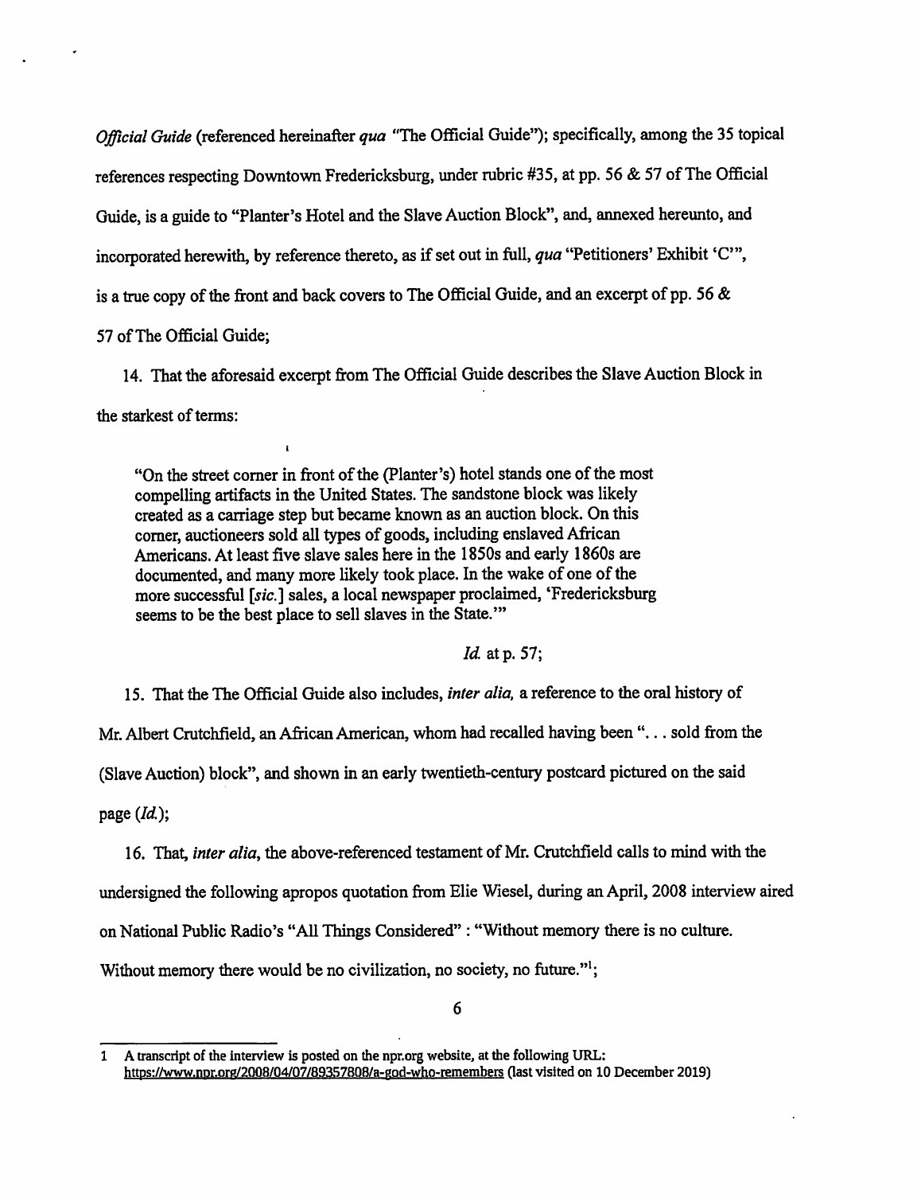*Official Guide* (referenced hereinafter *qua* "The Official Guide"); specifically, among the 35 topical references respecting Downtown Fredericksburg, under rubric #35, at pp. 56 & 57 of The Official Guide, is a guide to "Planter's Hotel and the Slave Auction Block", and, annexed hereunto, and incorporated herewith, by reference thereto, as if set out in full, *qua* "Petitioners' Exhibit 'C'", is a true copy of the front and back covers to The Official Guide, and an excerpt of pp. 56 & 57 of The Official Guide;

14. That the aforesaid excerpt from The Official Guide describes the Slave Auction Block in the starkest of terms:

> "On the street corner in front of the (Planter's) hotel stands one of the most compelling artifacts in the United States. The sandstone block was likely created as a carriage step but became known as an auction block. On this corner, auctioneers sold all types of goods, including enslaved African Americans. At least five slave sales here in the 1850s and early 1860s are documented, and many more likely took place. In the wake of one of the more successful [*sic.*] sales, a local newspaper proclaimed, 'Fredericksburg seems to be the best place to sell slaves in the State.'"
>
> *Id.* at p. 57;

15. That the The Official Guide also includes, *inter alia,* a reference to the oral history of Mr. Albert Crutchfield, an African American, whom had recalled having been ". . . sold from the (Slave Auction) block", and shown in an early twentieth-century postcard pictured on the said page (*Id.*);

16. That, *inter alia*, the above-referenced testament of Mr. Crutchfield calls to mind with the undersigned the following apropos quotation from Elie Wiesel, during an April, 2008 interview aired on National Public Radio's "All Things Considered" : "Without memory there is no culture. Without memory there would be no civilization, no society, no future."[1];

---

1 A transcript of the interview is posted on the npr.org website, at the following URL: https://www.npr.org/2008/04/07/89357808/a-god-who-remembers (last visited on 10 December 2019)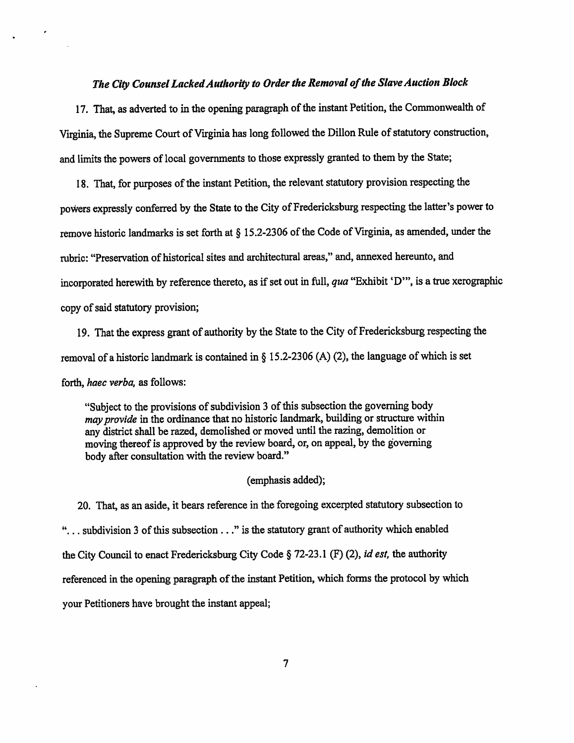### *The City Counsel Lacked Authority to Order the Removal of the Slave Auction Block*

17. That, as adverted to in the opening paragraph of the instant Petition, the Commonwealth of Virginia, the Supreme Court of Virginia has long followed the Dillon Rule of statutory construction, and limits the powers of local governments to those expressly granted to them by the State;

18. That, for purposes of the instant Petition, the relevant statutory provision respecting the powers expressly conferred by the State to the City of Fredericksburg respecting the latter's power to remove historic landmarks is set forth at § 15.2-2306 of the Code of Virginia, as amended, under the rubric: "Preservation of historical sites and architectural areas," and, annexed hereunto, and incorporated herewith by reference thereto, as if set out in full, *qua* "Exhibit 'D'", is a true xerographic copy of said statutory provision;

19. That the express grant of authority by the State to the City of Fredericksburg respecting the removal of a historic landmark is contained in § 15.2-2306 (A) (2), the language of which is set forth, *haec verba,* as follows:

> "Subject to the provisions of subdivision 3 of this subsection the governing body *may provide* in the ordinance that no historic landmark, building or structure within any district shall be razed, demolished or moved until the razing, demolition or moving thereof is approved by the review board, or, on appeal, by the governing body after consultation with the review board."
>
> (emphasis added);

20. That, as an aside, it bears reference in the foregoing excerpted statutory subsection to "... subdivision 3 of this subsection ..." is the statutory grant of authority which enabled the City Council to enact Fredericksburg City Code § 72-23.1 (F) (2), *id est,* the authority referenced in the opening paragraph of the instant Petition, which forms the protocol by which your Petitioners have brought the instant appeal;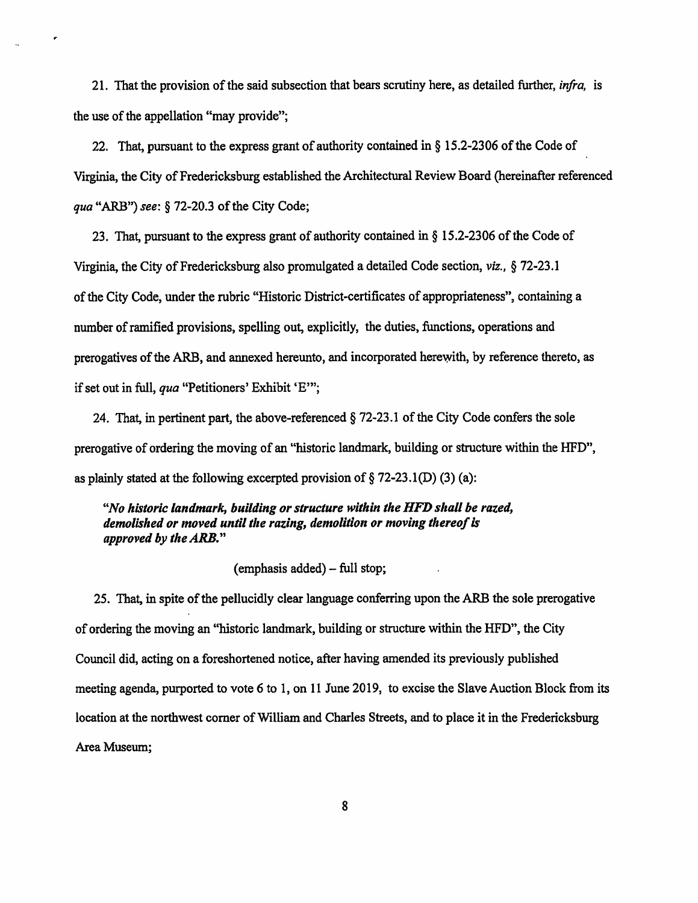21. That the provision of the said subsection that bears scrutiny here, as detailed further, *infra,* is the use of the appellation "may provide";

22. That, pursuant to the express grant of authority contained in § 15.2-2306 of the Code of Virginia, the City of Fredericksburg established the Architectural Review Board (hereinafter referenced *qua* "ARB") *see*: § 72-20.3 of the City Code;

23. That, pursuant to the express grant of authority contained in § 15.2-2306 of the Code of Virginia, the City of Fredericksburg also promulgated a detailed Code section, *viz.,* § 72-23.1 of the City Code, under the rubric "Historic District-certificates of appropriateness", containing a number of ramified provisions, spelling out, explicitly, the duties, functions, operations and prerogatives of the ARB, and annexed hereunto, and incorporated herewith, by reference thereto, as if set out in full, *qua* "Petitioners' Exhibit 'E'";

24. That, in pertinent part, the above-referenced § 72-23.1 of the City Code confers the sole prerogative of ordering the moving of an "historic landmark, building or structure within the HFD", as plainly stated at the following excerpted provision of § 72-23.1(D) (3) (a):

> ***"No historic landmark, building or structure within the HFD shall be razed, demolished or moved until the razing, demolition or moving thereof is approved by the ARB."***

(emphasis added) – full stop;

25. That, in spite of the pellucidly clear language conferring upon the ARB the sole prerogative of ordering the moving an "historic landmark, building or structure within the HFD", the City Council did, acting on a foreshortened notice, after having amended its previously published meeting agenda, purported to vote 6 to 1, on 11 June 2019, to excise the Slave Auction Block from its location at the northwest corner of William and Charles Streets, and to place it in the Fredericksburg Area Museum;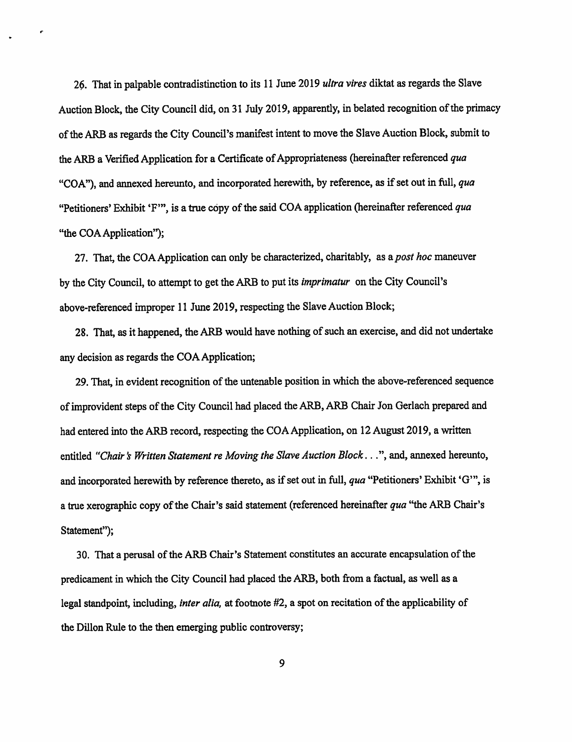26. That in palpable contradistinction to its 11 June 2019 *ultra vires* diktat as regards the Slave Auction Block, the City Council did, on 31 July 2019, apparently, in belated recognition of the primacy of the ARB as regards the City Council's manifest intent to move the Slave Auction Block, submit to the ARB a Verified Application for a Certificate of Appropriateness (hereinafter referenced *qua* "COA"), and annexed hereunto, and incorporated herewith, by reference, as if set out in full, *qua* "Petitioners' Exhibit 'F'", is a true copy of the said COA application (hereinafter referenced *qua* "the COA Application");

27. That, the COA Application can only be characterized, charitably, as a *post hoc* maneuver by the City Council, to attempt to get the ARB to put its *imprimatur* on the City Council's above-referenced improper 11 June 2019, respecting the Slave Auction Block;

28. That, as it happened, the ARB would have nothing of such an exercise, and did not undertake any decision as regards the COA Application;

29. That, in evident recognition of the untenable position in which the above-referenced sequence of improvident steps of the City Council had placed the ARB, ARB Chair Jon Gerlach prepared and had entered into the ARB record, respecting the COA Application, on 12 August 2019, a written entitled *"Chair's Written Statement re Moving the Slave Auction Block. . ."*, and, annexed hereunto, and incorporated herewith by reference thereto, as if set out in full, *qua* "Petitioners' Exhibit 'G'", is a true xerographic copy of the Chair's said statement (referenced hereinafter *qua* "the ARB Chair's Statement");

30. That a perusal of the ARB Chair's Statement constitutes an accurate encapsulation of the predicament in which the City Council had placed the ARB, both from a factual, as well as a legal standpoint, including, *inter alia,* at footnote #2, a spot on recitation of the applicability of the Dillon Rule to the then emerging public controversy;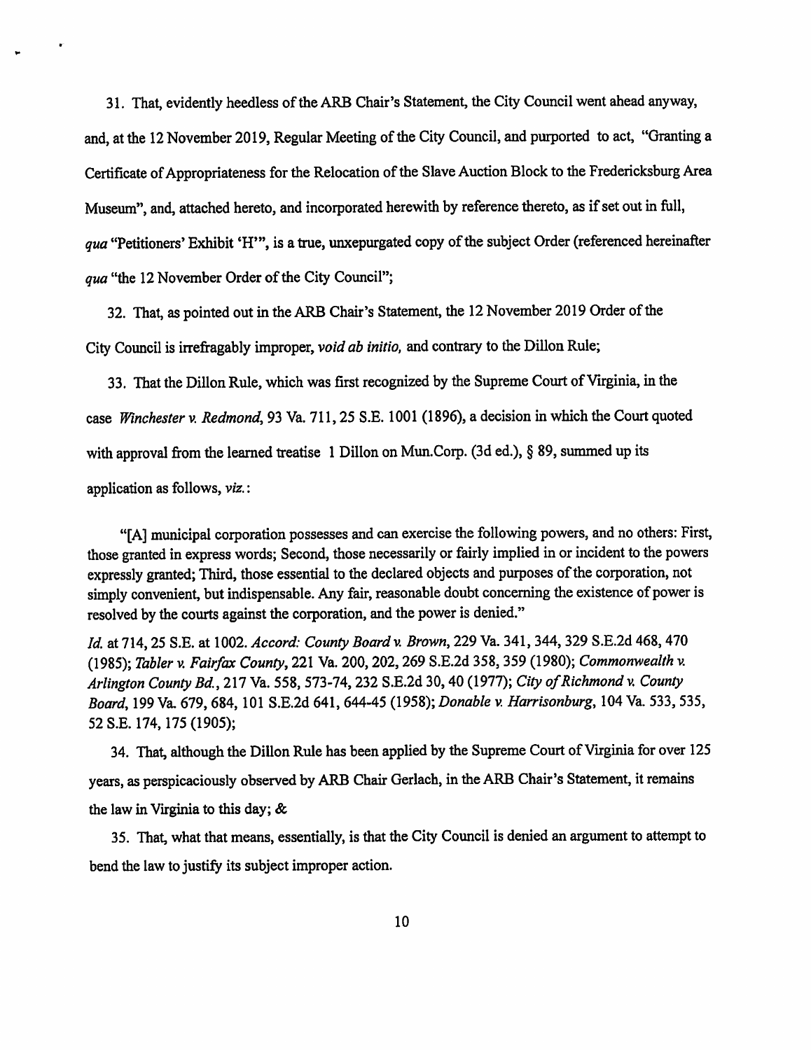31. That, evidently heedless of the ARB Chair's Statement, the City Council went ahead anyway, and, at the 12 November 2019, Regular Meeting of the City Council, and purported to act, "Granting a Certificate of Appropriateness for the Relocation of the Slave Auction Block to the Fredericksburg Area Museum", and, attached hereto, and incorporated herewith by reference thereto, as if set out in full, *qua* "Petitioners' Exhibit 'H'", is a true, unexpurgated copy of the subject Order (referenced hereinafter *qua* "the 12 November Order of the City Council";

32. That, as pointed out in the ARB Chair's Statement, the 12 November 2019 Order of the City Council is irrefragably improper, *void ab initio,* and contrary to the Dillon Rule;

33. That the Dillon Rule, which was first recognized by the Supreme Court of Virginia, in the case *Winchester v. Redmond*, 93 Va. 711, 25 S.E. 1001 (1896), a decision in which the Court quoted with approval from the learned treatise 1 Dillon on Mun.Corp. (3d ed.), § 89, summed up its application as follows, *viz.*:

> "[A] municipal corporation possesses and can exercise the following powers, and no others: First, those granted in express words; Second, those necessarily or fairly implied in or incident to the powers expressly granted; Third, those essential to the declared objects and purposes of the corporation, not simply convenient, but indispensable. Any fair, reasonable doubt concerning the existence of power is resolved by the courts against the corporation, and the power is denied."

*Id.* at 714, 25 S.E. at 1002. *Accord: County Board v. Brown*, 229 Va. 341, 344, 329 S.E.2d 468, 470 (1985); *Tabler v. Fairfax County*, 221 Va. 200, 202, 269 S.E.2d 358, 359 (1980); *Commonwealth v. Arlington County Bd.*, 217 Va. 558, 573-74, 232 S.E.2d 30, 40 (1977); *City of Richmond v. County Board*, 199 Va. 679, 684, 101 S.E.2d 641, 644-45 (1958); *Donable v. Harrisonburg*, 104 Va. 533, 535, 52 S.E. 174, 175 (1905);

34. That, although the Dillon Rule has been applied by the Supreme Court of Virginia for over 125 years, as perspicaciously observed by ARB Chair Gerlach, in the ARB Chair's Statement, it remains the law in Virginia to this day; &

35. That, what that means, essentially, is that the City Council is denied an argument to attempt to bend the law to justify its subject improper action.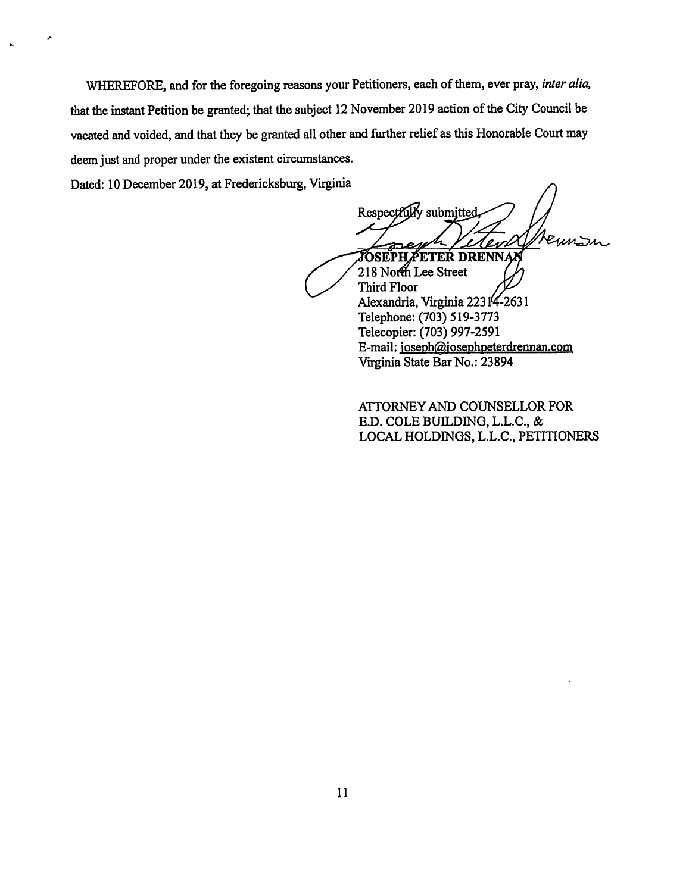WHEREFORE, and for the foregoing reasons your Petitioners, each of them, ever pray, *inter alia,* that the instant Petition be granted; that the subject 12 November 2019 action of the City Council be vacated and voided, and that they be granted all other and further relief as this Honorable Court may deem just and proper under the existent circumstances.

Dated: 10 December 2019, at Fredericksburg, Virginia

Respectfully submitted,

**JOSEPH PETER DRENNAN**  
218 North Lee Street  
Third Floor  
Alexandria, Virginia 22314-2631  
Telephone: (703) 519-3773  
Telecopier: (703) 997-2591  
E-mail: joseph@josephpeterdrennan.com  
Virginia State Bar No.: 23894

ATTORNEY AND COUNSELLOR FOR  
E.D. COLE BUILDING, L.L.C., &  
LOCAL HOLDINGS, L.L.C., PETITIONERS